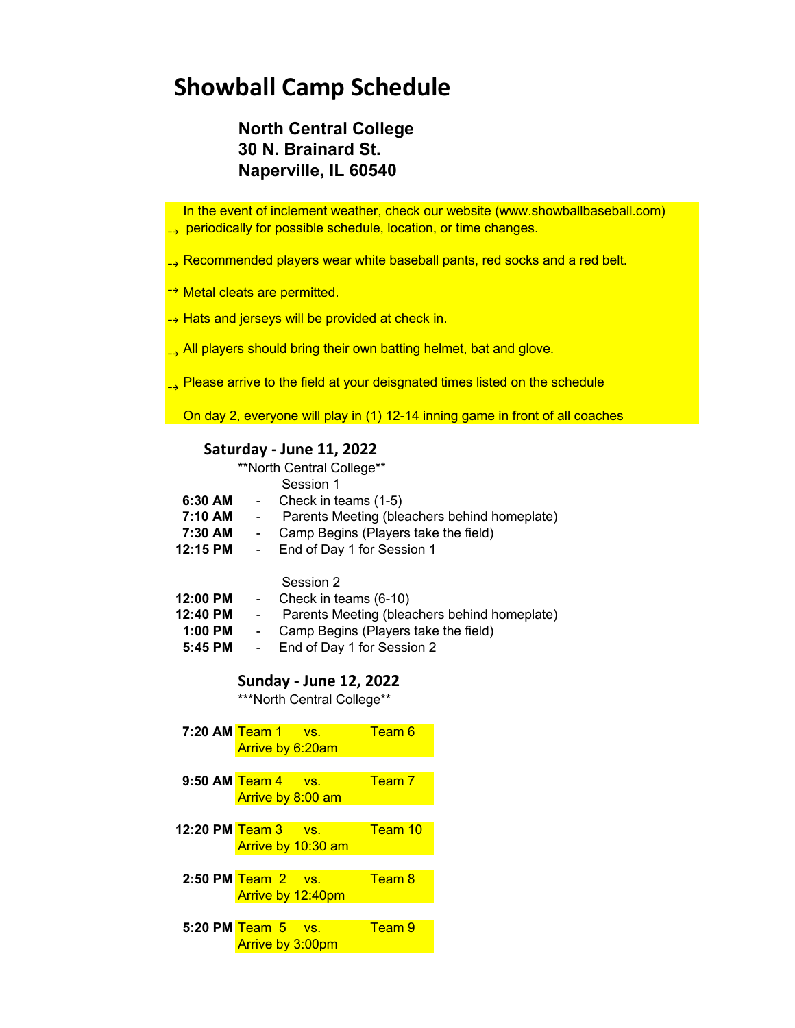# Showball Camp Schedule

**North Central College**
**30 N. Brainard St.**
**Naperville, IL 60540**

→ In the event of inclement weather, check our website (www.showballbaseball.com) periodically for possible schedule, location, or time changes.

→ Recommended players wear white baseball pants, red socks and a red belt.

→ Metal cleats are permitted.

→ Hats and jerseys will be provided at check in.

→ All players should bring their own batting helmet, bat and glove.

→ Please arrive to the field at your deisgnated times listed on the schedule

On day 2, everyone will play in (1) 12-14 inning game in front of all coaches

## Saturday - June 11, 2022

**North Central College**

Session 1

- **6:30 AM** - Check in teams (1-5)
- **7:10 AM** - Parents Meeting (bleachers behind homeplate)
- **7:30 AM** - Camp Begins (Players take the field)
- **12:15 PM** - End of Day 1 for Session 1

Session 2

- **12:00 PM** - Check in teams (6-10)
- **12:40 PM** - Parents Meeting (bleachers behind homeplate)
- **1:00 PM** - Camp Begins (Players take the field)
- **5:45 PM** - End of Day 1 for Session 2

## Sunday - June 12, 2022

***North Central College**

**7:20 AM** Team 1 vs. Team 6
Arrive by 6:20am

**9:50 AM** Team 4 vs. Team 7
Arrive by 8:00 am

**12:20 PM** Team 3 vs. Team 10
Arrive by 10:30 am

**2:50 PM** Team 2 vs. Team 8
Arrive by 12:40pm

**5:20 PM** Team 5 vs. Team 9
Arrive by 3:00pm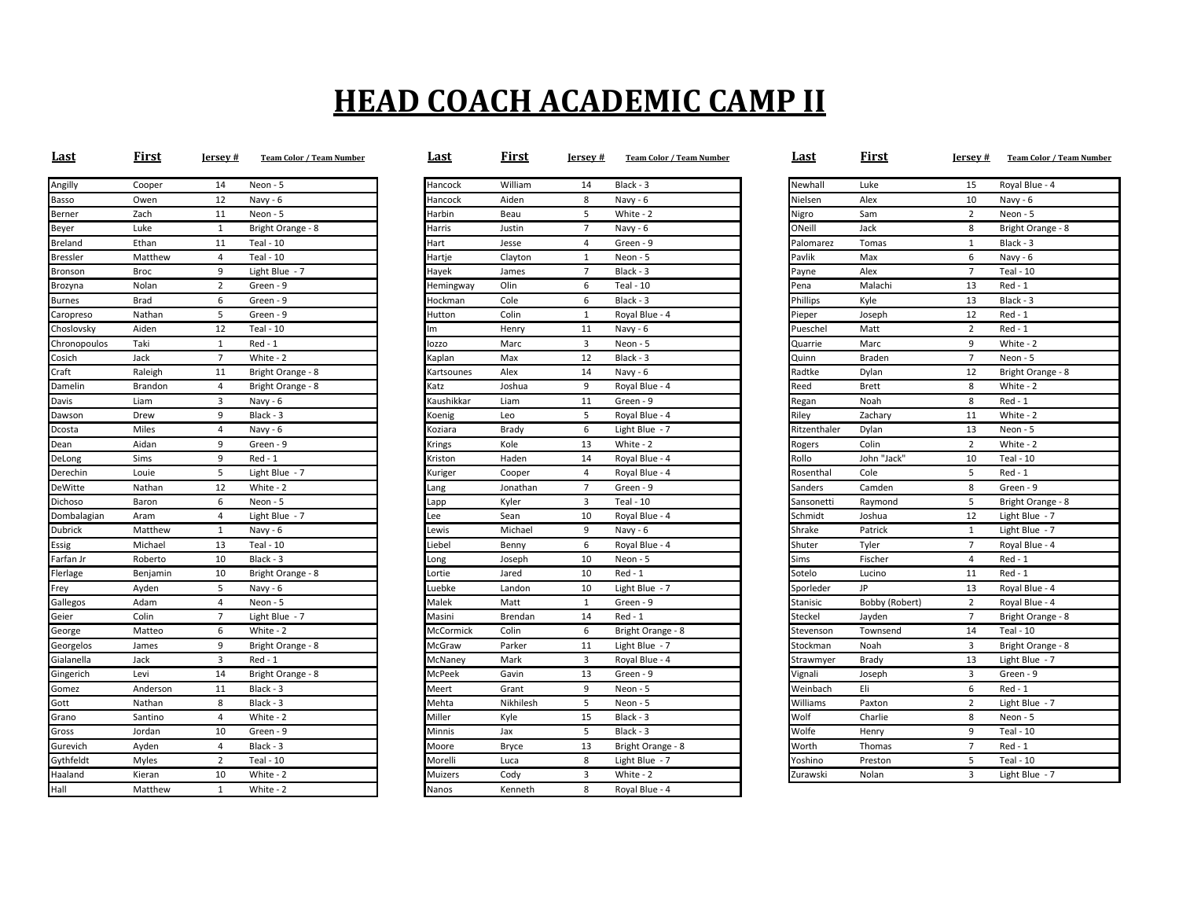# HEAD COACH ACADEMIC CAMP II

| Last | First | Jersey # | Team Color / Team Number |
|---|---|---|---|
| Angilly | Cooper | 14 | Neon - 5 |
| Basso | Owen | 12 | Navy - 6 |
| Berner | Zach | 11 | Neon - 5 |
| Beyer | Luke | 1 | Bright Orange - 8 |
| Breland | Ethan | 11 | Teal - 10 |
| Bressler | Matthew | 4 | Teal - 10 |
| Bronson | Broc | 9 | Light Blue - 7 |
| Brozyna | Nolan | 2 | Green - 9 |
| Burnes | Brad | 6 | Green - 9 |
| Caropreso | Nathan | 5 | Green - 9 |
| Choslovsky | Aiden | 12 | Teal - 10 |
| Chronopoulos | Taki | 1 | Red - 1 |
| Cosich | Jack | 7 | White - 2 |
| Craft | Raleigh | 11 | Bright Orange - 8 |
| Damelin | Brandon | 4 | Bright Orange - 8 |
| Davis | Liam | 3 | Navy - 6 |
| Dawson | Drew | 9 | Black - 3 |
| Dcosta | Miles | 4 | Navy - 6 |
| Dean | Aidan | 9 | Green - 9 |
| DeLong | Sims | 9 | Red - 1 |
| Derechin | Louie | 5 | Light Blue - 7 |
| DeWitte | Nathan | 12 | White - 2 |
| Dichoso | Baron | 6 | Neon - 5 |
| Dombalagian | Aram | 4 | Light Blue - 7 |
| Dubrick | Matthew | 1 | Navy - 6 |
| Essig | Michael | 13 | Teal - 10 |
| Farfan Jr | Roberto | 10 | Black - 3 |
| Flerlage | Benjamin | 10 | Bright Orange - 8 |
| Frey | Ayden | 5 | Navy - 6 |
| Gallegos | Adam | 4 | Neon - 5 |
| Geier | Colin | 7 | Light Blue - 7 |
| George | Matteo | 6 | White - 2 |
| Georgelos | James | 9 | Bright Orange - 8 |
| Gialanella | Jack | 3 | Red - 1 |
| Gingerich | Levi | 14 | Bright Orange - 8 |
| Gomez | Anderson | 11 | Black - 3 |
| Gott | Nathan | 8 | Black - 3 |
| Grano | Santino | 4 | White - 2 |
| Gross | Jordan | 10 | Green - 9 |
| Gurevich | Ayden | 4 | Black - 3 |
| Gythfeldt | Myles | 2 | Teal - 10 |
| Haaland | Kieran | 10 | White - 2 |
| Hall | Matthew | 1 | White - 2 |
| Hancock | William | 14 | Black - 3 |
| Hancock | Aiden | 8 | Navy - 6 |
| Harbin | Beau | 5 | White - 2 |
| Harris | Justin | 7 | Navy - 6 |
| Hart | Jesse | 4 | Green - 9 |
| Hartje | Clayton | 1 | Neon - 5 |
| Hayek | James | 7 | Black - 3 |
| Hemingway | Olin | 6 | Teal - 10 |
| Hockman | Cole | 6 | Black - 3 |
| Hutton | Colin | 1 | Royal Blue - 4 |
| Im | Henry | 11 | Navy - 6 |
| Iozzo | Marc | 3 | Neon - 5 |
| Kaplan | Max | 12 | Black - 3 |
| Kartsounes | Alex | 14 | Navy - 6 |
| Katz | Joshua | 9 | Royal Blue - 4 |
| Kaushikkar | Liam | 11 | Green - 9 |
| Koenig | Leo | 5 | Royal Blue - 4 |
| Koziara | Brady | 6 | Light Blue - 7 |
| Krings | Kole | 13 | White - 2 |
| Kriston | Haden | 14 | Royal Blue - 4 |
| Kuriger | Cooper | 4 | Royal Blue - 4 |
| Lang | Jonathan | 7 | Green - 9 |
| Lapp | Kyler | 3 | Teal - 10 |
| Lee | Sean | 10 | Royal Blue - 4 |
| Lewis | Michael | 9 | Navy - 6 |
| Liebel | Benny | 6 | Royal Blue - 4 |
| Long | Joseph | 10 | Neon - 5 |
| Lortie | Jared | 10 | Red - 1 |
| Luebke | Landon | 10 | Light Blue - 7 |
| Malek | Matt | 1 | Green - 9 |
| Masini | Brendan | 14 | Red - 1 |
| McCormick | Colin | 6 | Bright Orange - 8 |
| McGraw | Parker | 11 | Light Blue - 7 |
| McNaney | Mark | 3 | Royal Blue - 4 |
| McPeek | Gavin | 13 | Green - 9 |
| Meert | Grant | 9 | Neon - 5 |
| Mehta | Nikhilesh | 5 | Neon - 5 |
| Miller | Kyle | 15 | Black - 3 |
| Minnis | Jax | 5 | Black - 3 |
| Moore | Bryce | 13 | Bright Orange - 8 |
| Morelli | Luca | 8 | Light Blue - 7 |
| Muizers | Cody | 3 | White - 2 |
| Nanos | Kenneth | 8 | Royal Blue - 4 |
| Newhall | Luke | 15 | Royal Blue - 4 |
| Nielsen | Alex | 10 | Navy - 6 |
| Nigro | Sam | 2 | Neon - 5 |
| ONeill | Jack | 8 | Bright Orange - 8 |
| Palomarez | Tomas | 1 | Black - 3 |
| Pavlik | Max | 6 | Navy - 6 |
| Payne | Alex | 7 | Teal - 10 |
| Pena | Malachi | 13 | Red - 1 |
| Phillips | Kyle | 13 | Black - 3 |
| Pieper | Joseph | 12 | Red - 1 |
| Pueschel | Matt | 2 | Red - 1 |
| Quarrie | Marc | 9 | White - 2 |
| Quinn | Braden | 7 | Neon - 5 |
| Radtke | Dylan | 12 | Bright Orange - 8 |
| Reed | Brett | 8 | White - 2 |
| Regan | Noah | 8 | Red - 1 |
| Riley | Zachary | 11 | White - 2 |
| Ritzenthaler | Dylan | 13 | Neon - 5 |
| Rogers | Colin | 2 | White - 2 |
| Rollo | John "Jack" | 10 | Teal - 10 |
| Rosenthal | Cole | 5 | Red - 1 |
| Sanders | Camden | 8 | Green - 9 |
| Sansonetti | Raymond | 5 | Bright Orange - 8 |
| Schmidt | Joshua | 12 | Light Blue - 7 |
| Shrake | Patrick | 1 | Light Blue - 7 |
| Shuter | Tyler | 7 | Royal Blue - 4 |
| Sims | Fischer | 4 | Red - 1 |
| Sotelo | Lucino | 11 | Red - 1 |
| Sporleder | JP | 13 | Royal Blue - 4 |
| Stanisic | Bobby (Robert) | 2 | Royal Blue - 4 |
| Steckel | Jayden | 7 | Bright Orange - 8 |
| Stevenson | Townsend | 14 | Teal - 10 |
| Stockman | Noah | 3 | Bright Orange - 8 |
| Strawmyer | Brady | 13 | Light Blue - 7 |
| Vignali | Joseph | 3 | Green - 9 |
| Weinbach | Eli | 6 | Red - 1 |
| Williams | Paxton | 2 | Light Blue - 7 |
| Wolf | Charlie | 8 | Neon - 5 |
| Wolfe | Henry | 9 | Teal - 10 |
| Worth | Thomas | 7 | Red - 1 |
| Yoshino | Preston | 5 | Teal - 10 |
| Zurawski | Nolan | 3 | Light Blue - 7 |